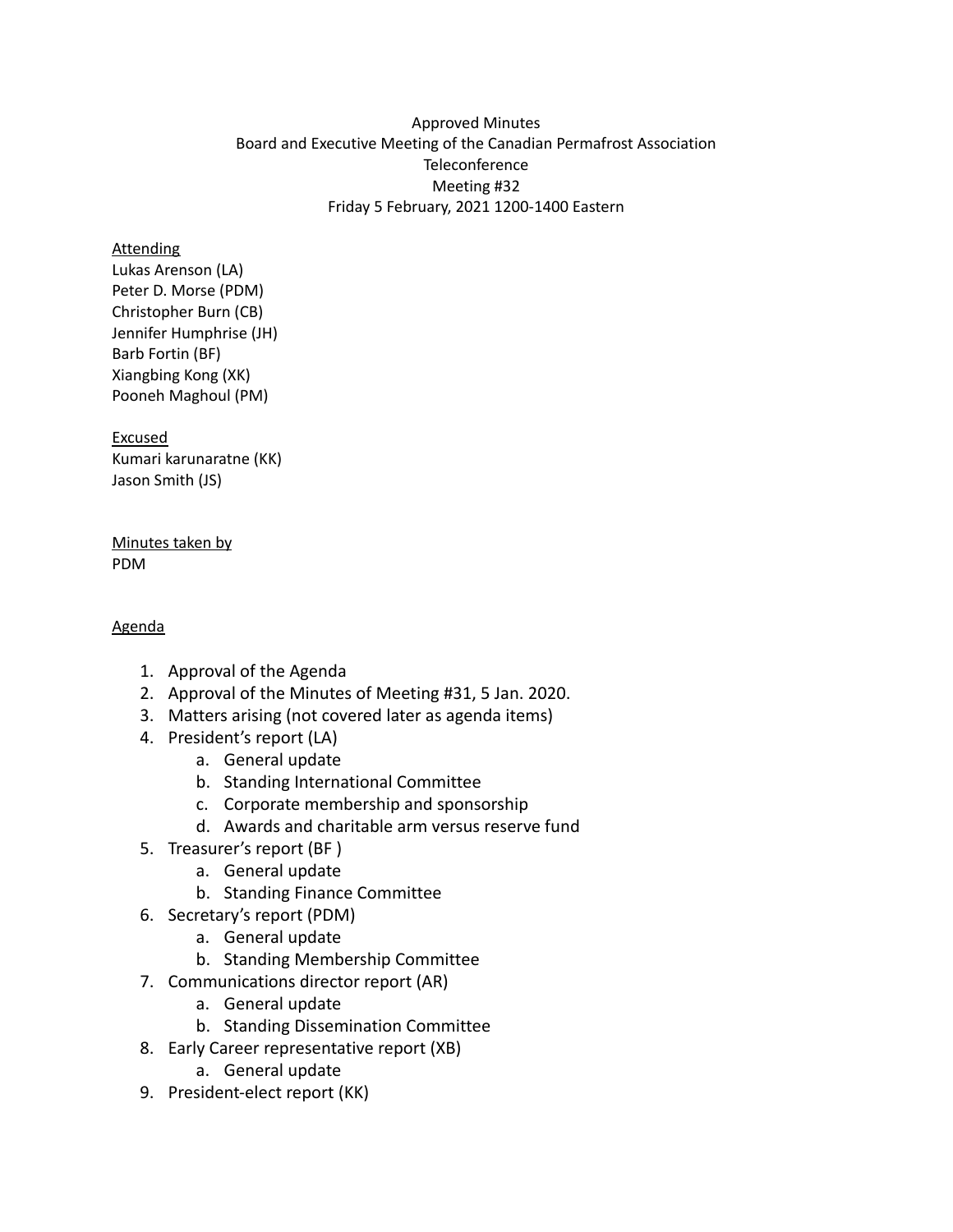Approved Minutes
Board and Executive Meeting of the Canadian Permafrost Association
Teleconference
Meeting #32
Friday 5 February, 2021 1200-1400 Eastern

Attending
Lukas Arenson (LA)
Peter D. Morse (PDM)
Christopher Burn (CB)
Jennifer Humphrise (JH)
Barb Fortin (BF)
Xiangbing Kong (XK)
Pooneh Maghoul (PM)

Excused
Kumari karunaratne (KK)
Jason Smith (JS)

Minutes taken by
PDM

Agenda

1. Approval of the Agenda
2. Approval of the Minutes of Meeting #31, 5 Jan. 2020.
3. Matters arising (not covered later as agenda items)
4. President's report (LA)
    a. General update
    b. Standing International Committee
    c. Corporate membership and sponsorship
    d. Awards and charitable arm versus reserve fund
5. Treasurer's report (BF )
    a. General update
    b. Standing Finance Committee
6. Secretary's report (PDM)
    a. General update
    b. Standing Membership Committee
7. Communications director report (AR)
    a. General update
    b. Standing Dissemination Committee
8. Early Career representative report (XB)
    a. General update
9. President-elect report (KK)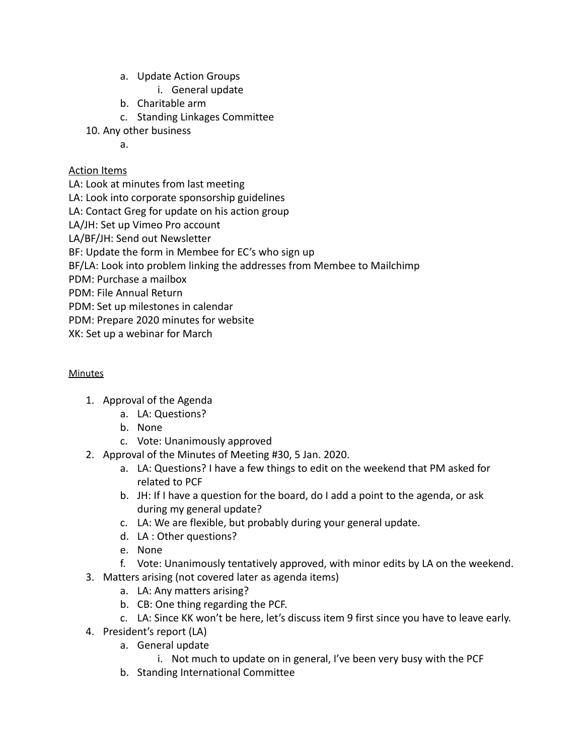a. Update Action Groups
      i. General update
   b. Charitable arm
   c. Standing Linkages Committee

10. Any other business
    a.

Action Items

LA: Look at minutes from last meeting
LA: Look into corporate sponsorship guidelines
LA: Contact Greg for update on his action group
LA/JH: Set up Vimeo Pro account
LA/BF/JH: Send out Newsletter
BF: Update the form in Membee for EC's who sign up
BF/LA: Look into problem linking the addresses from Membee to Mailchimp
PDM: Purchase a mailbox
PDM: File Annual Return
PDM: Set up milestones in calendar
PDM: Prepare 2020 minutes for website
XK: Set up a webinar for March

Minutes

1. Approval of the Agenda
   a. LA: Questions?
   b. None
   c. Vote: Unanimously approved
2. Approval of the Minutes of Meeting #30, 5 Jan. 2020.
   a. LA: Questions? I have a few things to edit on the weekend that PM asked for related to PCF
   b. JH: If I have a question for the board, do I add a point to the agenda, or ask during my general update?
   c. LA: We are flexible, but probably during your general update.
   d. LA : Other questions?
   e. None
   f. Vote: Unanimously tentatively approved, with minor edits by LA on the weekend.
3. Matters arising (not covered later as agenda items)
   a. LA: Any matters arising?
   b. CB: One thing regarding the PCF.
   c. LA: Since KK won't be here, let's discuss item 9 first since you have to leave early.
4. President's report (LA)
   a. General update
      i. Not much to update on in general, I've been very busy with the PCF
   b. Standing International Committee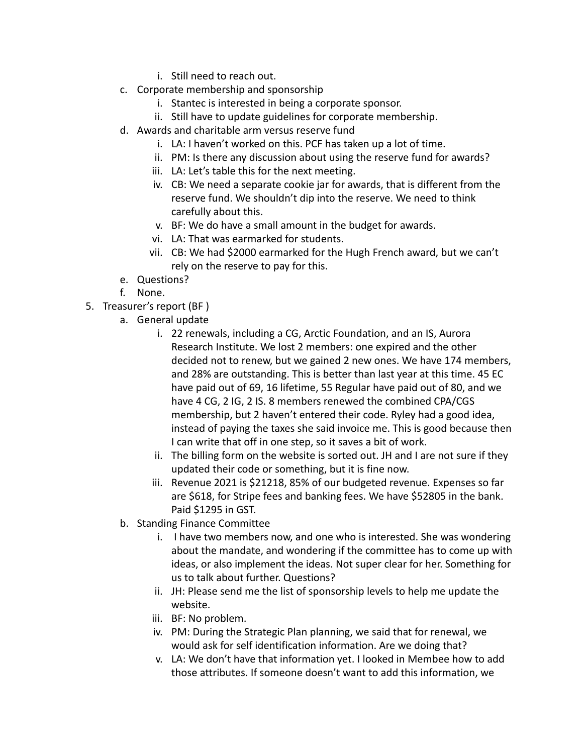i. Still need to reach out.

   c. Corporate membership and sponsorship
      i. Stantec is interested in being a corporate sponsor.
      ii. Still have to update guidelines for corporate membership.
   d. Awards and charitable arm versus reserve fund
      i. LA: I haven't worked on this. PCF has taken up a lot of time.
      ii. PM: Is there any discussion about using the reserve fund for awards?
      iii. LA: Let's table this for the next meeting.
      iv. CB: We need a separate cookie jar for awards, that is different from the reserve fund. We shouldn't dip into the reserve. We need to think carefully about this.
      v. BF: We do have a small amount in the budget for awards.
      vi. LA: That was earmarked for students.
      vii. CB: We had $2000 earmarked for the Hugh French award, but we can't rely on the reserve to pay for this.
   e. Questions?
   f. None.

5. Treasurer's report (BF )
   a. General update
      i. 22 renewals, including a CG, Arctic Foundation, and an IS, Aurora Research Institute. We lost 2 members: one expired and the other decided not to renew, but we gained 2 new ones. We have 174 members, and 28% are outstanding. This is better than last year at this time. 45 EC have paid out of 69, 16 lifetime, 55 Regular have paid out of 80, and we have 4 CG, 2 IG, 2 IS. 8 members renewed the combined CPA/CGS membership, but 2 haven't entered their code. Ryley had a good idea, instead of paying the taxes she said invoice me. This is good because then I can write that off in one step, so it saves a bit of work.
      ii. The billing form on the website is sorted out. JH and I are not sure if they updated their code or something, but it is fine now.
      iii. Revenue 2021 is $21218, 85% of our budgeted revenue. Expenses so far are $618, for Stripe fees and banking fees. We have $52805 in the bank. Paid $1295 in GST.
   b. Standing Finance Committee
      i. I have two members now, and one who is interested. She was wondering about the mandate, and wondering if the committee has to come up with ideas, or also implement the ideas. Not super clear for her. Something for us to talk about further. Questions?
      ii. JH: Please send me the list of sponsorship levels to help me update the website.
      iii. BF: No problem.
      iv. PM: During the Strategic Plan planning, we said that for renewal, we would ask for self identification information. Are we doing that?
      v. LA: We don't have that information yet. I looked in Membee how to add those attributes. If someone doesn't want to add this information, we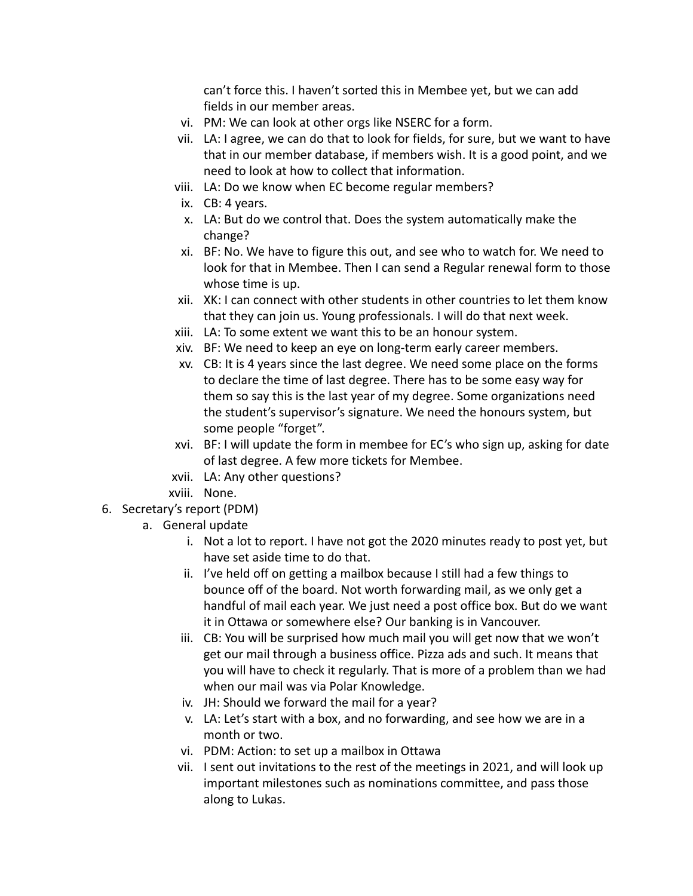can't force this. I haven't sorted this in Membee yet, but we can add fields in our member areas.

vi. PM: We can look at other orgs like NSERC for a form.
vii. LA: I agree, we can do that to look for fields, for sure, but we want to have that in our member database, if members wish. It is a good point, and we need to look at how to collect that information.
viii. LA: Do we know when EC become regular members?
ix. CB: 4 years.
x. LA: But do we control that. Does the system automatically make the change?
xi. BF: No. We have to figure this out, and see who to watch for. We need to look for that in Membee. Then I can send a Regular renewal form to those whose time is up.
xii. XK: I can connect with other students in other countries to let them know that they can join us. Young professionals. I will do that next week.
xiii. LA: To some extent we want this to be an honour system.
xiv. BF: We need to keep an eye on long-term early career members.
xv. CB: It is 4 years since the last degree. We need some place on the forms to declare the time of last degree. There has to be some easy way for them so say this is the last year of my degree. Some organizations need the student's supervisor's signature. We need the honours system, but some people "forget".
xvi. BF: I will update the form in membee for EC's who sign up, asking for date of last degree. A few more tickets for Membee.
xvii. LA: Any other questions?
xviii. None.

6. Secretary's report (PDM)
   a. General update
      i. Not a lot to report. I have not got the 2020 minutes ready to post yet, but have set aside time to do that.
      ii. I've held off on getting a mailbox because I still had a few things to bounce off of the board. Not worth forwarding mail, as we only get a handful of mail each year. We just need a post office box. But do we want it in Ottawa or somewhere else? Our banking is in Vancouver.
      iii. CB: You will be surprised how much mail you will get now that we won't get our mail through a business office. Pizza ads and such. It means that you will have to check it regularly. That is more of a problem than we had when our mail was via Polar Knowledge.
      iv. JH: Should we forward the mail for a year?
      v. LA: Let's start with a box, and no forwarding, and see how we are in a month or two.
      vi. PDM: Action: to set up a mailbox in Ottawa
      vii. I sent out invitations to the rest of the meetings in 2021, and will look up important milestones such as nominations committee, and pass those along to Lukas.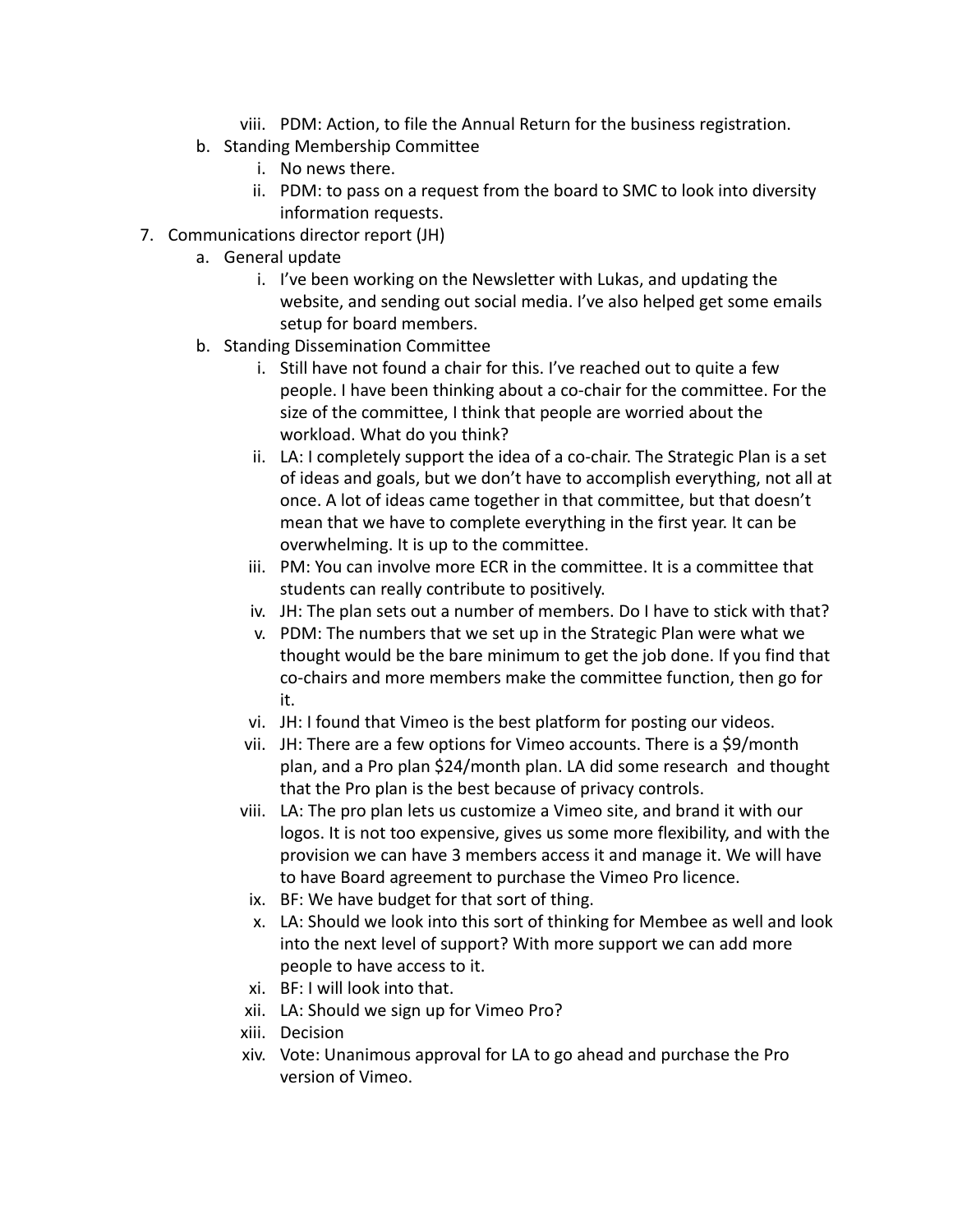- viii. PDM: Action, to file the Annual Return for the business registration.

b. Standing Membership Committee
   - i. No news there.
   - ii. PDM: to pass on a request from the board to SMC to look into diversity information requests.

7. Communications director report (JH)

   a. General update
      - i. I've been working on the Newsletter with Lukas, and updating the website, and sending out social media. I've also helped get some emails setup for board members.

   b. Standing Dissemination Committee
      - i. Still have not found a chair for this. I've reached out to quite a few people. I have been thinking about a co-chair for the committee. For the size of the committee, I think that people are worried about the workload. What do you think?
      - ii. LA: I completely support the idea of a co-chair. The Strategic Plan is a set of ideas and goals, but we don't have to accomplish everything, not all at once. A lot of ideas came together in that committee, but that doesn't mean that we have to complete everything in the first year. It can be overwhelming. It is up to the committee.
      - iii. PM: You can involve more ECR in the committee. It is a committee that students can really contribute to positively.
      - iv. JH: The plan sets out a number of members. Do I have to stick with that?
      - v. PDM: The numbers that we set up in the Strategic Plan were what we thought would be the bare minimum to get the job done. If you find that co-chairs and more members make the committee function, then go for it.
      - vi. JH: I found that Vimeo is the best platform for posting our videos.
      - vii. JH: There are a few options for Vimeo accounts. There is a $9/month plan, and a Pro plan $24/month plan. LA did some research and thought that the Pro plan is the best because of privacy controls.
      - viii. LA: The pro plan lets us customize a Vimeo site, and brand it with our logos. It is not too expensive, gives us some more flexibility, and with the provision we can have 3 members access it and manage it. We will have to have Board agreement to purchase the Vimeo Pro licence.
      - ix. BF: We have budget for that sort of thing.
      - x. LA: Should we look into this sort of thinking for Membee as well and look into the next level of support? With more support we can add more people to have access to it.
      - xi. BF: I will look into that.
      - xii. LA: Should we sign up for Vimeo Pro?
      - xiii. Decision
      - xiv. Vote: Unanimous approval for LA to go ahead and purchase the Pro version of Vimeo.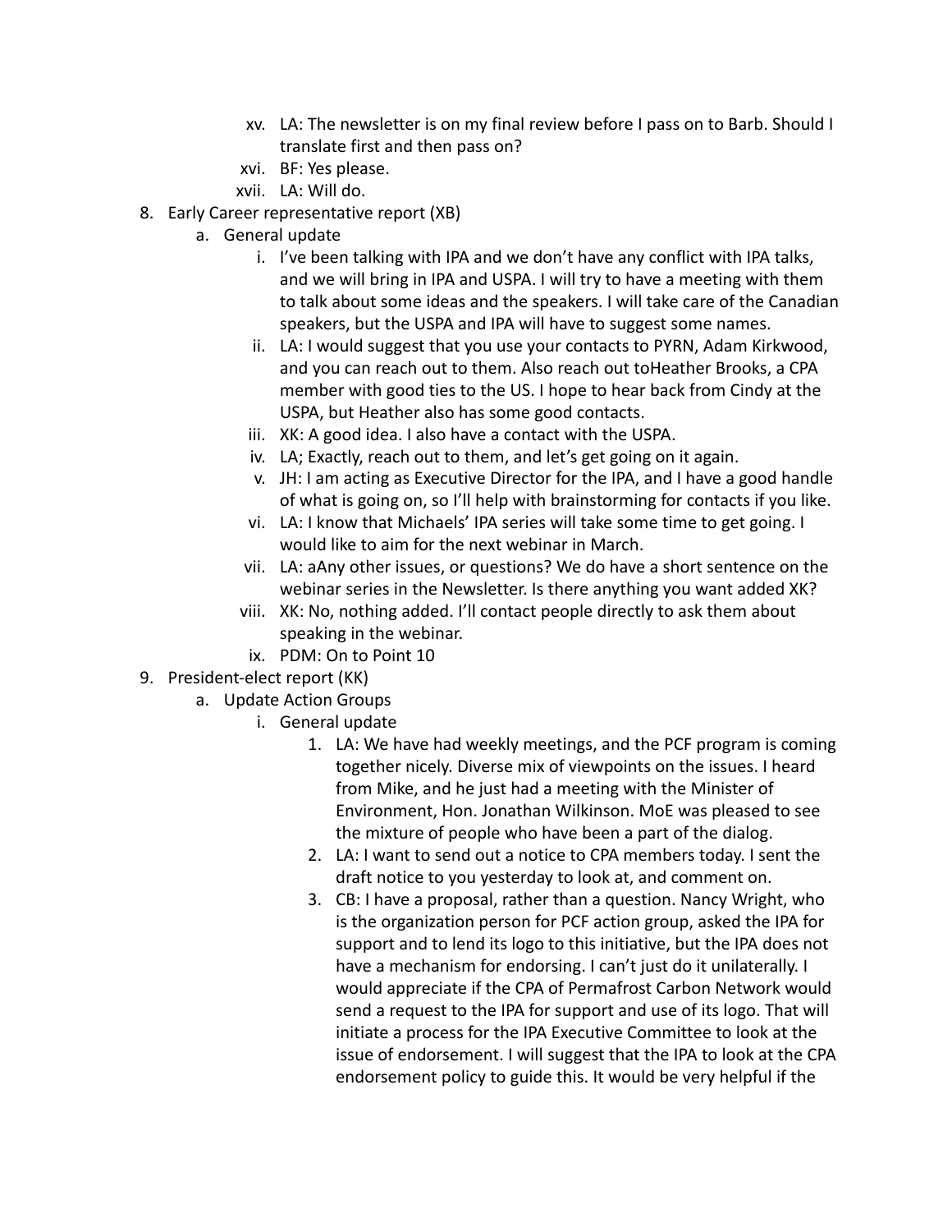xv. LA: The newsletter is on my final review before I pass on to Barb. Should I translate first and then pass on?

xvi. BF: Yes please.

xvii. LA: Will do.

8. Early Career representative report (XB)
    a. General update
        i. I've been talking with IPA and we don't have any conflict with IPA talks, and we will bring in IPA and USPA. I will try to have a meeting with them to talk about some ideas and the speakers. I will take care of the Canadian speakers, but the USPA and IPA will have to suggest some names.
        ii. LA: I would suggest that you use your contacts to PYRN, Adam Kirkwood, and you can reach out to them. Also reach out toHeather Brooks, a CPA member with good ties to the US. I hope to hear back from Cindy at the USPA, but Heather also has some good contacts.
        iii. XK: A good idea. I also have a contact with the USPA.
        iv. LA; Exactly, reach out to them, and let's get going on it again.
        v. JH: I am acting as Executive Director for the IPA, and I have a good handle of what is going on, so I'll help with brainstorming for contacts if you like.
        vi. LA: I know that Michaels' IPA series will take some time to get going. I would like to aim for the next webinar in March.
        vii. LA: aAny other issues, or questions? We do have a short sentence on the webinar series in the Newsletter. Is there anything you want added XK?
        viii. XK: No, nothing added. I'll contact people directly to ask them about speaking in the webinar.
        ix. PDM: On to Point 10
9. President-elect report (KK)
    a. Update Action Groups
        i. General update
            1. LA: We have had weekly meetings, and the PCF program is coming together nicely. Diverse mix of viewpoints on the issues. I heard from Mike, and he just had a meeting with the Minister of Environment, Hon. Jonathan Wilkinson. MoE was pleased to see the mixture of people who have been a part of the dialog.
            2. LA: I want to send out a notice to CPA members today. I sent the draft notice to you yesterday to look at, and comment on.
            3. CB: I have a proposal, rather than a question. Nancy Wright, who is the organization person for PCF action group, asked the IPA for support and to lend its logo to this initiative, but the IPA does not have a mechanism for endorsing. I can't just do it unilaterally. I would appreciate if the CPA of Permafrost Carbon Network would send a request to the IPA for support and use of its logo. That will initiate a process for the IPA Executive Committee to look at the issue of endorsement. I will suggest that the IPA to look at the CPA endorsement policy to guide this. It would be very helpful if the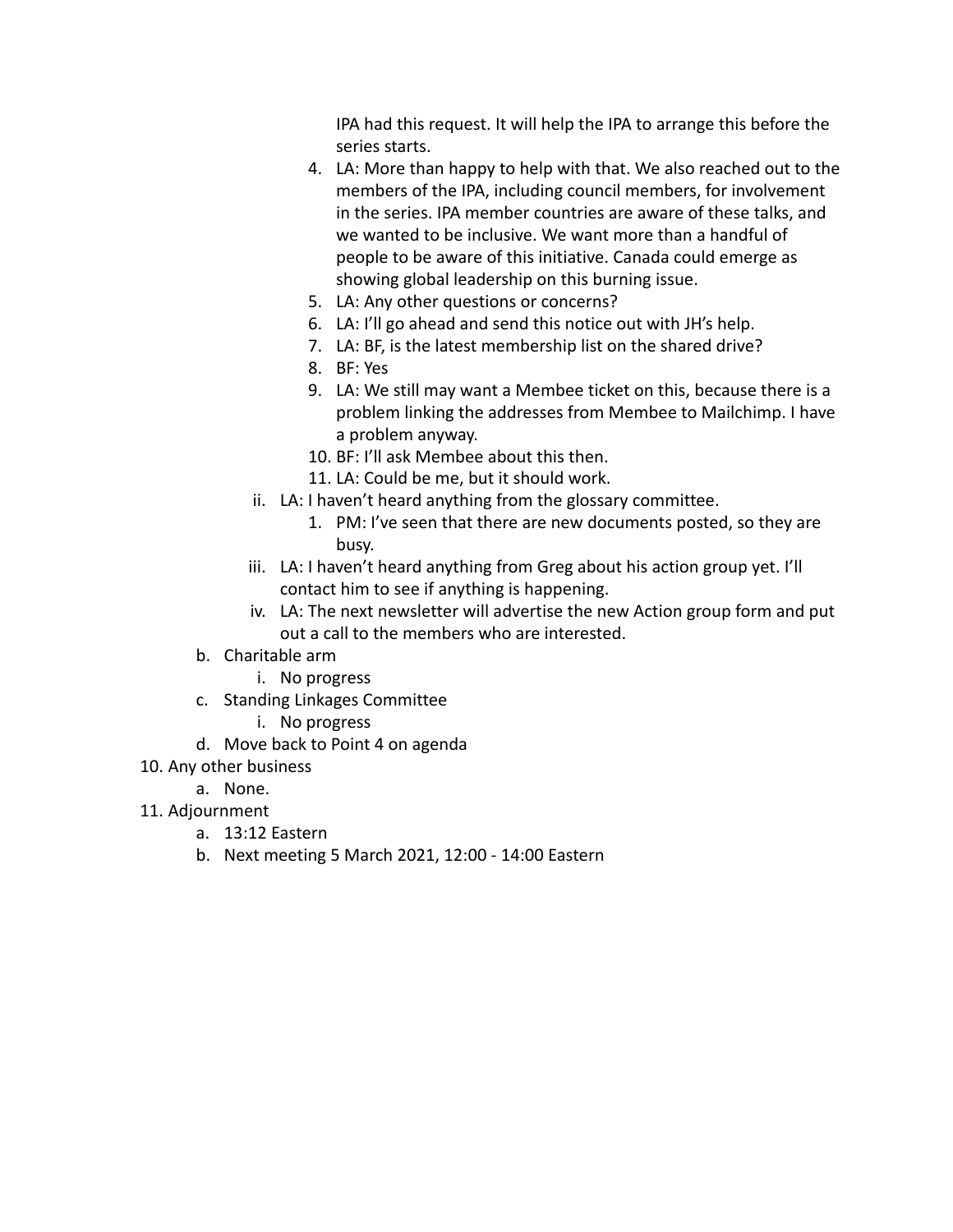IPA had this request. It will help the IPA to arrange this before the series starts.

4. LA: More than happy to help with that. We also reached out to the members of the IPA, including council members, for involvement in the series. IPA member countries are aware of these talks, and we wanted to be inclusive. We want more than a handful of people to be aware of this initiative. Canada could emerge as showing global leadership on this burning issue.
5. LA: Any other questions or concerns?
6. LA: I'll go ahead and send this notice out with JH's help.
7. LA: BF, is the latest membership list on the shared drive?
8. BF: Yes
9. LA: We still may want a Membee ticket on this, because there is a problem linking the addresses from Membee to Mailchimp. I have a problem anyway.
10. BF: I'll ask Membee about this then.
11. LA: Could be me, but it should work.

   ii. LA: I haven't heard anything from the glossary committee.
      1. PM: I've seen that there are new documents posted, so they are busy.

   iii. LA: I haven't heard anything from Greg about his action group yet. I'll contact him to see if anything is happening.

   iv. LA: The next newsletter will advertise the new Action group form and put out a call to the members who are interested.

   b. Charitable arm
      i. No progress

   c. Standing Linkages Committee
      i. No progress

   d. Move back to Point 4 on agenda

10. Any other business
    a. None.
11. Adjournment
    a. 13:12 Eastern
    b. Next meeting 5 March 2021, 12:00 - 14:00 Eastern